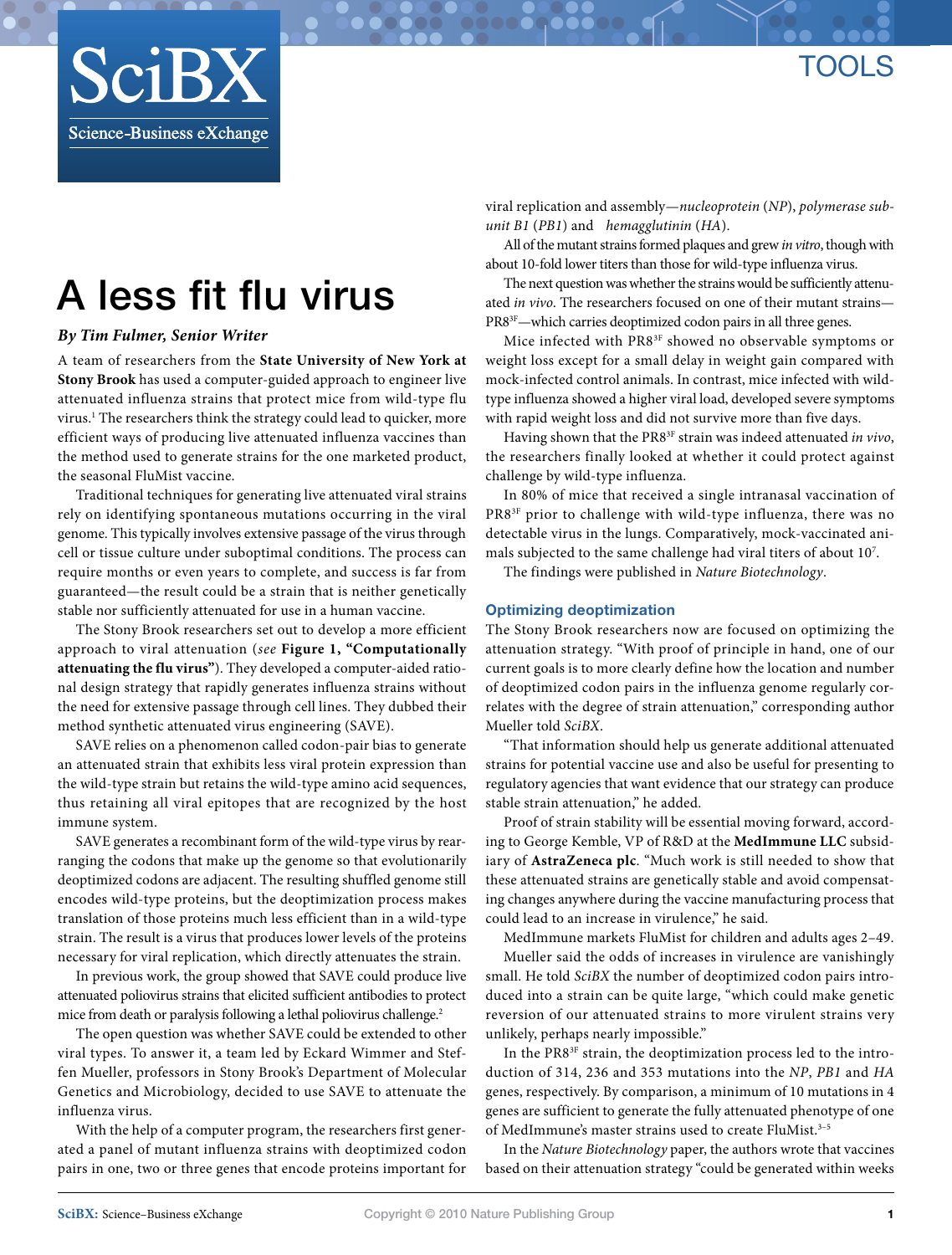TOOLS

# A less fit flu virus

***By Tim Fulmer, Senior Writer***

A team of researchers from the **State University of New York at Stony Brook** has used a computer-guided approach to engineer live attenuated influenza strains that protect mice from wild-type flu virus.[1] The researchers think the strategy could lead to quicker, more efficient ways of producing live attenuated influenza vaccines than the method used to generate strains for the one marketed product, the seasonal FluMist vaccine.

Traditional techniques for generating live attenuated viral strains rely on identifying spontaneous mutations occurring in the viral genome. This typically involves extensive passage of the virus through cell or tissue culture under suboptimal conditions. The process can require months or even years to complete, and success is far from guaranteed—the result could be a strain that is neither genetically stable nor sufficiently attenuated for use in a human vaccine.

The Stony Brook researchers set out to develop a more efficient approach to viral attenuation (*see* **Figure 1, "Computationally attenuating the flu virus"**). They developed a computer-aided rational design strategy that rapidly generates influenza strains without the need for extensive passage through cell lines. They dubbed their method synthetic attenuated virus engineering (SAVE).

SAVE relies on a phenomenon called codon-pair bias to generate an attenuated strain that exhibits less viral protein expression than the wild-type strain but retains the wild-type amino acid sequences, thus retaining all viral epitopes that are recognized by the host immune system.

SAVE generates a recombinant form of the wild-type virus by rearranging the codons that make up the genome so that evolutionarily deoptimized codons are adjacent. The resulting shuffled genome still encodes wild-type proteins, but the deoptimization process makes translation of those proteins much less efficient than in a wild-type strain. The result is a virus that produces lower levels of the proteins necessary for viral replication, which directly attenuates the strain.

In previous work, the group showed that SAVE could produce live attenuated poliovirus strains that elicited sufficient antibodies to protect mice from death or paralysis following a lethal poliovirus challenge.[2]

The open question was whether SAVE could be extended to other viral types. To answer it, a team led by Eckard Wimmer and Steffen Mueller, professors in Stony Brook's Department of Molecular Genetics and Microbiology, decided to use SAVE to attenuate the influenza virus.

With the help of a computer program, the researchers first generated a panel of mutant influenza strains with deoptimized codon pairs in one, two or three genes that encode proteins important for viral replication and assembly—*nucleoprotein* (*NP*), *polymerase subunit B1* (*PB1*) and *hemagglutinin* (*HA*).

All of the mutant strains formed plaques and grew *in vitro*, though with about 10-fold lower titers than those for wild-type influenza virus.

The next question was whether the strains would be sufficiently attenuated *in vivo*. The researchers focused on one of their mutant strains—$PR8^{3F}$—which carries deoptimized codon pairs in all three genes.

Mice infected with $PR8^{3F}$ showed no observable symptoms or weight loss except for a small delay in weight gain compared with mock-infected control animals. In contrast, mice infected with wild-type influenza showed a higher viral load, developed severe symptoms with rapid weight loss and did not survive more than five days.

Having shown that the $PR8^{3F}$ strain was indeed attenuated *in vivo*, the researchers finally looked at whether it could protect against challenge by wild-type influenza.

In 80% of mice that received a single intranasal vaccination of $PR8^{3F}$ prior to challenge with wild-type influenza, there was no detectable virus in the lungs. Comparatively, mock-vaccinated animals subjected to the same challenge had viral titers of about $10^7$.

The findings were published in *Nature Biotechnology*.

## Optimizing deoptimization

The Stony Brook researchers now are focused on optimizing the attenuation strategy. "With proof of principle in hand, one of our current goals is to more clearly define how the location and number of deoptimized codon pairs in the influenza genome regularly correlates with the degree of strain attenuation," corresponding author Mueller told *SciBX*.

"That information should help us generate additional attenuated strains for potential vaccine use and also be useful for presenting to regulatory agencies that want evidence that our strategy can produce stable strain attenuation," he added.

Proof of strain stability will be essential moving forward, according to George Kemble, VP of R&D at the **MedImmune LLC** subsidiary of **AstraZeneca plc**. "Much work is still needed to show that these attenuated strains are genetically stable and avoid compensating changes anywhere during the vaccine manufacturing process that could lead to an increase in virulence," he said.

MedImmune markets FluMist for children and adults ages 2–49.

Mueller said the odds of increases in virulence are vanishingly small. He told *SciBX* the number of deoptimized codon pairs introduced into a strain can be quite large, "which could make genetic reversion of our attenuated strains to more virulent strains very unlikely, perhaps nearly impossible."

In the $PR8^{3F}$ strain, the deoptimization process led to the introduction of 314, 236 and 353 mutations into the *NP*, *PB1* and *HA* genes, respectively. By comparison, a minimum of 10 mutations in 4 genes are sufficient to generate the fully attenuated phenotype of one of MedImmune's master strains used to create FluMist.[3–5]

In the *Nature Biotechnology* paper, the authors wrote that vaccines based on their attenuation strategy "could be generated within weeks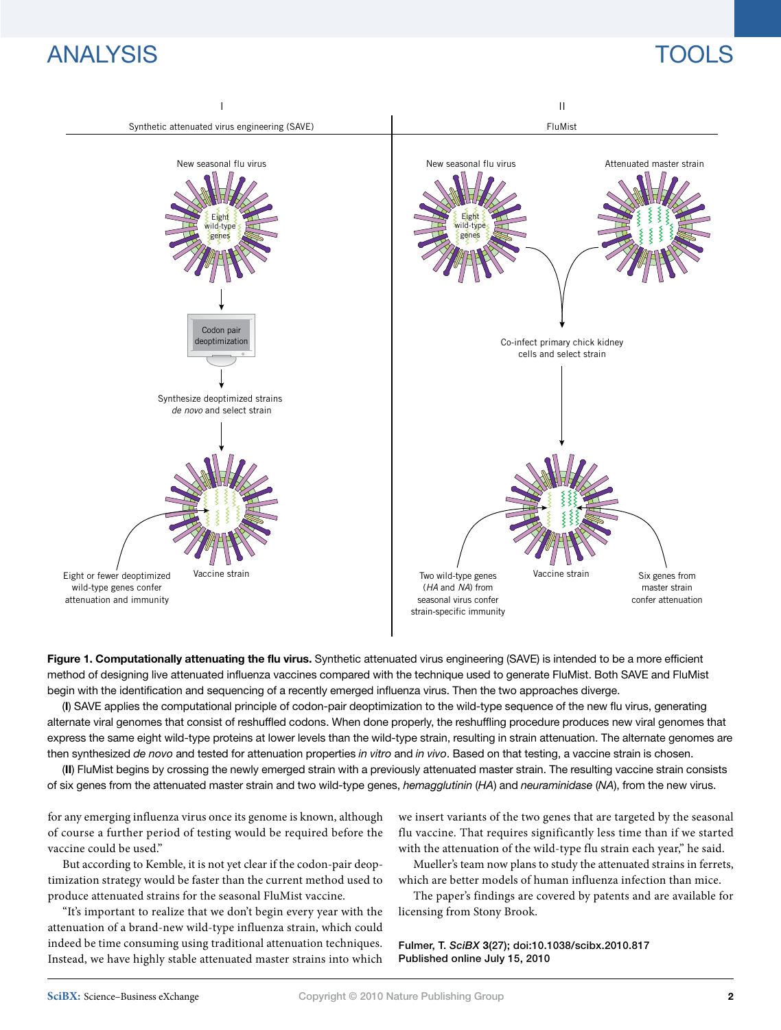I

Synthetic attenuated virus engineering (SAVE)

New seasonal flu virus

Eight wild-type genes

Codon pair deoptimization

Synthesize deoptimized strains *de novo* and select strain

Vaccine strain

Eight or fewer deoptimized wild-type genes confer attenuation and immunity

II

FluMist

New seasonal flu virus

Eight wild-type genes

Attenuated master strain

Co-infect primary chick kidney cells and select strain

Vaccine strain

Two wild-type genes (*HA* and *NA*) from seasonal virus confer strain-specific immunity

Six genes from master strain confer attenuation

**Figure 1. Computationally attenuating the flu virus.** Synthetic attenuated virus engineering (SAVE) is intended to be a more efficient method of designing live attenuated influenza vaccines compared with the technique used to generate FluMist. Both SAVE and FluMist begin with the identification and sequencing of a recently emerged influenza virus. Then the two approaches diverge.

(**I**) SAVE applies the computational principle of codon-pair deoptimization to the wild-type sequence of the new flu virus, generating alternate viral genomes that consist of reshuffled codons. When done properly, the reshuffling procedure produces new viral genomes that express the same eight wild-type proteins at lower levels than the wild-type strain, resulting in strain attenuation. The alternate genomes are then synthesized *de novo* and tested for attenuation properties *in vitro* and *in vivo*. Based on that testing, a vaccine strain is chosen.

(**II**) FluMist begins by crossing the newly emerged strain with a previously attenuated master strain. The resulting vaccine strain consists of six genes from the attenuated master strain and two wild-type genes, *hemagglutinin* (*HA*) and *neuraminidase* (*NA*), from the new virus.

for any emerging influenza virus once its genome is known, although of course a further period of testing would be required before the vaccine could be used."

But according to Kemble, it is not yet clear if the codon-pair deoptimization strategy would be faster than the current method used to produce attenuated strains for the seasonal FluMist vaccine.

"It's important to realize that we don't begin every year with the attenuation of a brand-new wild-type influenza strain, which could indeed be time consuming using traditional attenuation techniques. Instead, we have highly stable attenuated master strains into which we insert variants of the two genes that are targeted by the seasonal flu vaccine. That requires significantly less time than if we started with the attenuation of the wild-type flu strain each year," he said.

Mueller's team now plans to study the attenuated strains in ferrets, which are better models of human influenza infection than mice.

The paper's findings are covered by patents and are available for licensing from Stony Brook.

**Fulmer, T. *SciBX* 3(27); doi:10.1038/scibx.2010.817**
**Published online July 15, 2010**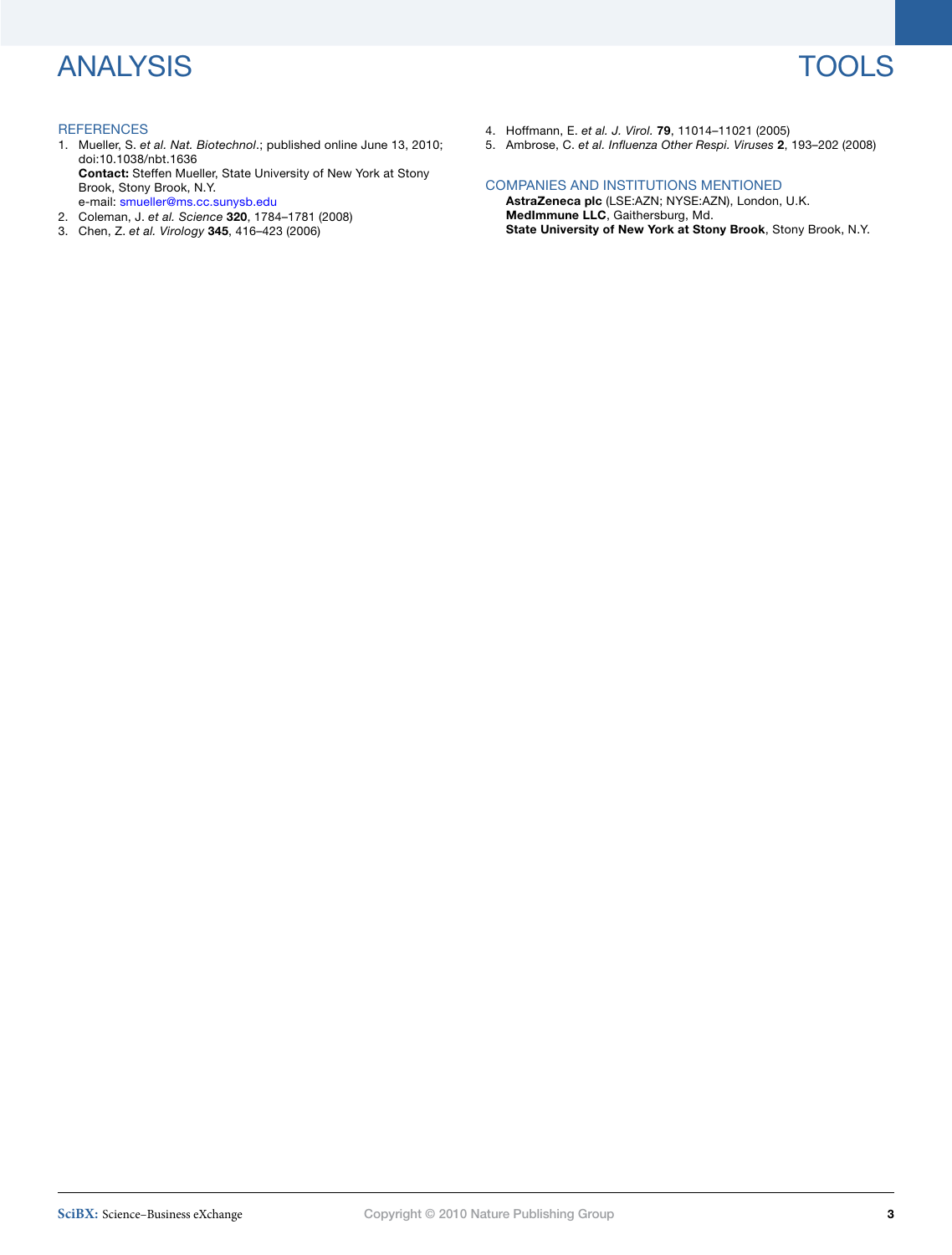## REFERENCES

1. Mueller, S. *et al. Nat. Biotechnol.*; published online June 13, 2010; doi:10.1038/nbt.1636
   **Contact:** Steffen Mueller, State University of New York at Stony Brook, Stony Brook, N.Y.
   e-mail: smueller@ms.cc.sunysb.edu
2. Coleman, J. *et al. Science* **320**, 1784–1781 (2008)
3. Chen, Z. *et al. Virology* **345**, 416–423 (2006)
4. Hoffmann, E. *et al. J. Virol.* **79**, 11014–11021 (2005)
5. Ambrose, C. *et al. Influenza Other Respi. Viruses* **2**, 193–202 (2008)

## COMPANIES AND INSTITUTIONS MENTIONED

**AstraZeneca plc** (LSE:AZN; NYSE:AZN), London, U.K.
**MedImmune LLC**, Gaithersburg, Md.
**State University of New York at Stony Brook**, Stony Brook, N.Y.